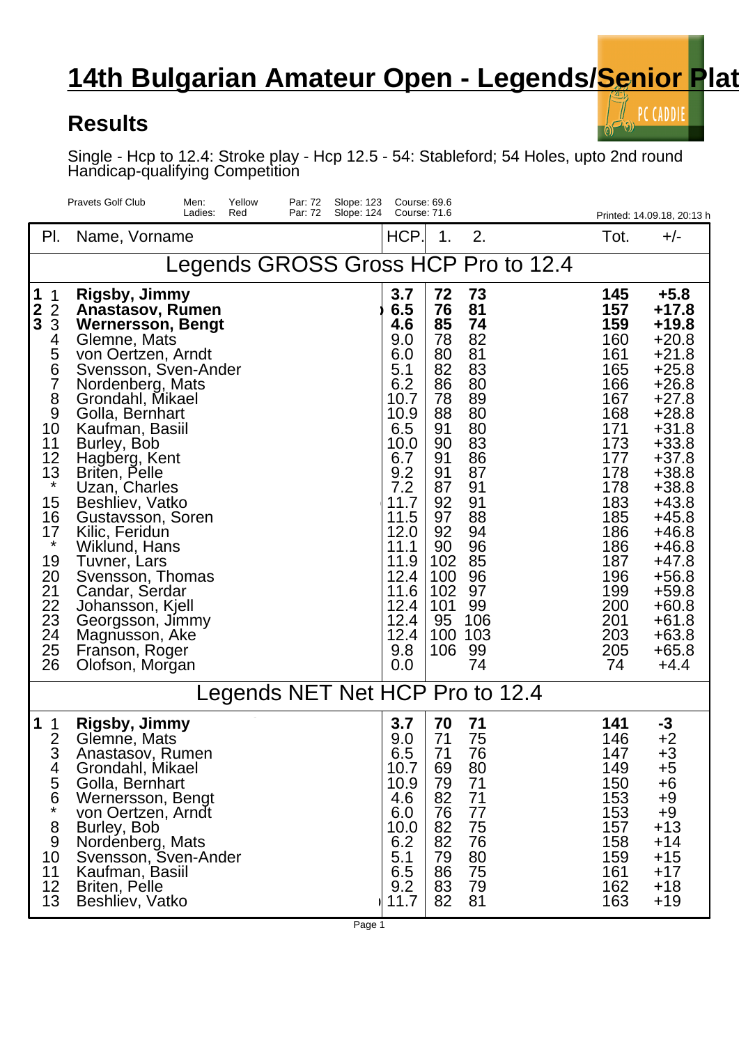# 14th Bulgarian Amateur Open - Legends/Senior Plat

## Results

Single - Hcp to 12.4: Stroke play - Hcp 12.5 - 54: Stableford; 54 Holes, upto 2nd round
Handicap-qualifying Competition

Pravets Golf Club — Men: Yellow, Par: 72, Slope: 123, Course: 69.6 — Ladies: Red, Par: 72, Slope: 124, Course: 71.6

Printed: 14.09.18, 20:13 h

| Pl. | | Name, Vorname | HCP. | 1. | 2. | Tot. | +/- |
|---|---|---|---|---|---|---|---|
| **Legends GROSS Gross HCP Pro to 12.4** | | | | | | | |
| **1** | 1 | **Rigsby, Jimmy** | **3.7** | **72** | **73** | **145** | **+5.8** |
| **2** | 2 | **Anastasov, Rumen** | **6.5** | **76** | **81** | **157** | **+17.8** |
| **3** | 3 | **Wernersson, Bengt** | **4.6** | **85** | **74** | **159** | **+19.8** |
| | 4 | Glemne, Mats | 9.0 | 78 | 82 | 160 | +20.8 |
| | 5 | von Oertzen, Arndt | 6.0 | 80 | 81 | 161 | +21.8 |
| | 6 | Svensson, Sven-Ander | 5.1 | 82 | 83 | 165 | +25.8 |
| | 7 | Nordenberg, Mats | 6.2 | 86 | 80 | 166 | +26.8 |
| | 8 | Grondahl, Mikael | 10.7 | 78 | 89 | 167 | +27.8 |
| | 9 | Golla, Bernhart | 10.9 | 88 | 80 | 168 | +28.8 |
| | 10 | Kaufman, Basiil | 6.5 | 91 | 80 | 171 | +31.8 |
| | 11 | Burley, Bob | 10.0 | 90 | 83 | 173 | +33.8 |
| | 12 | Hagberg, Kent | 6.7 | 91 | 86 | 177 | +37.8 |
| | 13 | Briten, Pelle | 9.2 | 91 | 87 | 178 | +38.8 |
| | * | Uzan, Charles | 7.2 | 87 | 91 | 178 | +38.8 |
| | 15 | Beshliev, Vatko | 11.7 | 92 | 91 | 183 | +43.8 |
| | 16 | Gustavsson, Soren | 11.5 | 97 | 88 | 185 | +45.8 |
| | 17 | Kilic, Feridun | 12.0 | 92 | 94 | 186 | +46.8 |
| | * | Wiklund, Hans | 11.1 | 90 | 96 | 186 | +46.8 |
| | 19 | Tuvner, Lars | 11.9 | 102 | 85 | 187 | +47.8 |
| | 20 | Svensson, Thomas | 12.4 | 100 | 96 | 196 | +56.8 |
| | 21 | Candar, Serdar | 11.6 | 102 | 97 | 199 | +59.8 |
| | 22 | Johansson, Kjell | 12.4 | 101 | 99 | 200 | +60.8 |
| | 23 | Georgsson, Jimmy | 12.4 | 95 | 106 | 201 | +61.8 |
| | 24 | Magnusson, Ake | 12.4 | 100 | 103 | 203 | +63.8 |
| | 25 | Franson, Roger | 9.8 | 106 | 99 | 205 | +65.8 |
| | 26 | Olofson, Morgan | 0.0 | | 74 | 74 | +4.4 |
| **Legends NET Net HCP Pro to 12.4** | | | | | | | |
| **1** | 1 | **Rigsby, Jimmy** | **3.7** | **70** | **71** | **141** | **-3** |
| | 2 | Glemne, Mats | 9.0 | 71 | 75 | 146 | +2 |
| | 3 | Anastasov, Rumen | 6.5 | 71 | 76 | 147 | +3 |
| | 4 | Grondahl, Mikael | 10.7 | 69 | 80 | 149 | +5 |
| | 5 | Golla, Bernhart | 10.9 | 79 | 71 | 150 | +6 |
| | 6 | Wernersson, Bengt | 4.6 | 82 | 71 | 153 | +9 |
| | * | von Oertzen, Arndt | 6.0 | 76 | 77 | 153 | +9 |
| | 8 | Burley, Bob | 10.0 | 82 | 75 | 157 | +13 |
| | 9 | Nordenberg, Mats | 6.2 | 82 | 76 | 158 | +14 |
| | 10 | Svensson, Sven-Ander | 5.1 | 79 | 80 | 159 | +15 |
| | 11 | Kaufman, Basiil | 6.5 | 86 | 75 | 161 | +17 |
| | 12 | Briten, Pelle | 9.2 | 83 | 79 | 162 | +18 |
| | 13 | Beshliev, Vatko | 11.7 | 82 | 81 | 163 | +19 |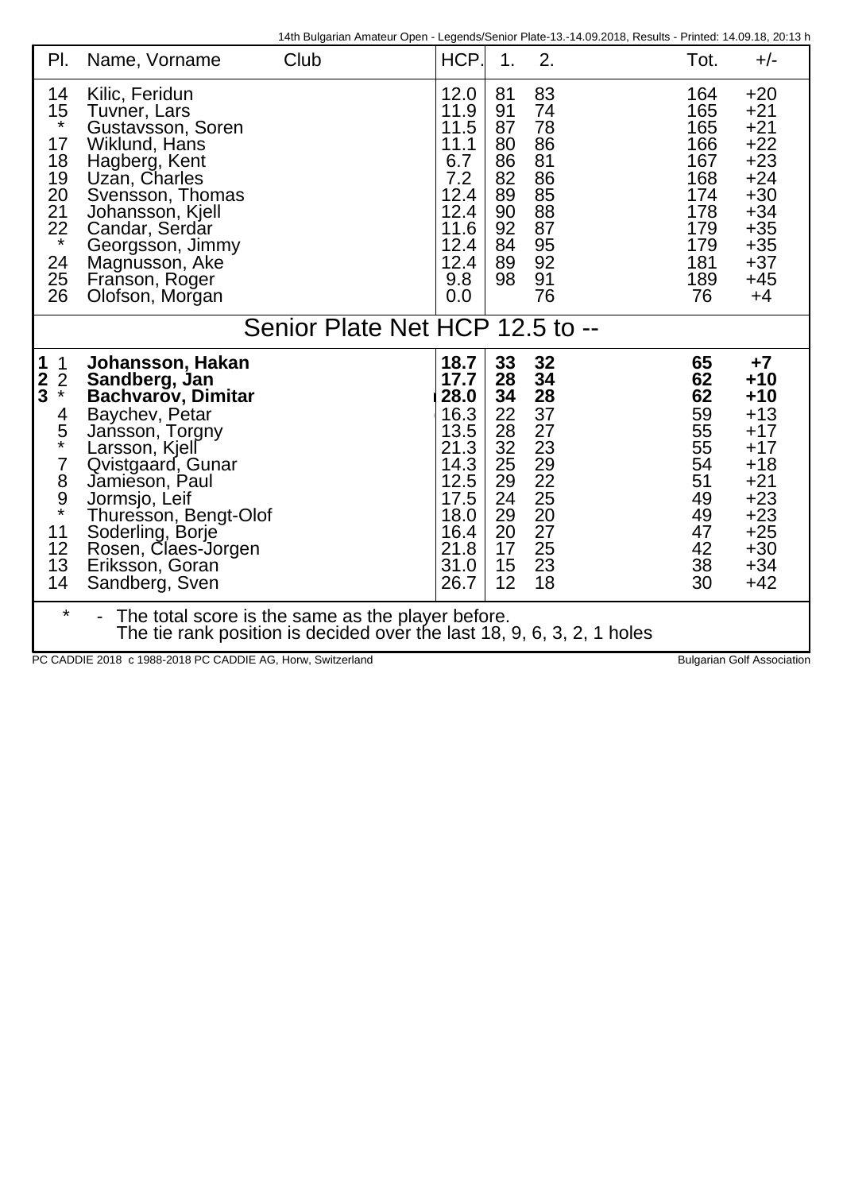| Pl. | Name, Vorname | Club | HCP. | 1. | 2. | Tot. | +/- |
|---|---|---|---|---|---|---|---|
| 14 | Kilic, Feridun | | 12.0 | 81 | 83 | 164 | +20 |
| 15 | Tuvner, Lars | | 11.9 | 91 | 74 | 165 | +21 |
| * | Gustavsson, Soren | | 11.5 | 87 | 78 | 165 | +21 |
| 17 | Wiklund, Hans | | 11.1 | 80 | 86 | 166 | +22 |
| 18 | Hagberg, Kent | | 6.7 | 86 | 81 | 167 | +23 |
| 19 | Uzan, Charles | | 7.2 | 82 | 86 | 168 | +24 |
| 20 | Svensson, Thomas | | 12.4 | 89 | 85 | 174 | +30 |
| 21 | Johansson, Kjell | | 12.4 | 90 | 88 | 178 | +34 |
| 22 | Candar, Serdar | | 11.6 | 92 | 87 | 179 | +35 |
| * | Georgsson, Jimmy | | 12.4 | 84 | 95 | 179 | +35 |
| 24 | Magnusson, Ake | | 12.4 | 89 | 92 | 181 | +37 |
| 25 | Franson, Roger | | 9.8 | 98 | 91 | 189 | +45 |
| 26 | Olofson, Morgan | | 0.0 | | 76 | 76 | +4 |

## Senior Plate Net HCP 12.5 to --

| Pl. | Name, Vorname | Club | HCP. | 1. | 2. | Tot. | +/- |
|---|---|---|---|---|---|---|---|
| **1** 1 | **Johansson, Hakan** | | **18.7** | **33** | **32** | **65** | **+7** |
| **2** 2 | **Sandberg, Jan** | | **17.7** | **28** | **34** | **62** | **+10** |
| **3** * | **Bachvarov, Dimitar** | | **28.0** | **34** | **28** | **62** | **+10** |
| 4 | Baychev, Petar | | 16.3 | 22 | 37 | 59 | +13 |
| 5 | Jansson, Torgny | | 13.5 | 28 | 27 | 55 | +17 |
| * | Larsson, Kjell | | 21.3 | 32 | 23 | 55 | +17 |
| 7 | Qvistgaard, Gunar | | 14.3 | 25 | 29 | 54 | +18 |
| 8 | Jamieson, Paul | | 12.5 | 29 | 22 | 51 | +21 |
| 9 | Jormsjo, Leif | | 17.5 | 24 | 25 | 49 | +23 |
| * | Thuresson, Bengt-Olof | | 18.0 | 29 | 20 | 49 | +23 |
| 11 | Soderling, Borje | | 16.4 | 20 | 27 | 47 | +25 |
| 12 | Rosen, Claes-Jorgen | | 21.8 | 17 | 25 | 42 | +30 |
| 13 | Eriksson, Goran | | 31.0 | 15 | 23 | 38 | +34 |
| 14 | Sandberg, Sven | | 26.7 | 12 | 18 | 30 | +42 |

\* - The total score is the same as the player before.
The tie rank position is decided over the last 18, 9, 6, 3, 2, 1 holes